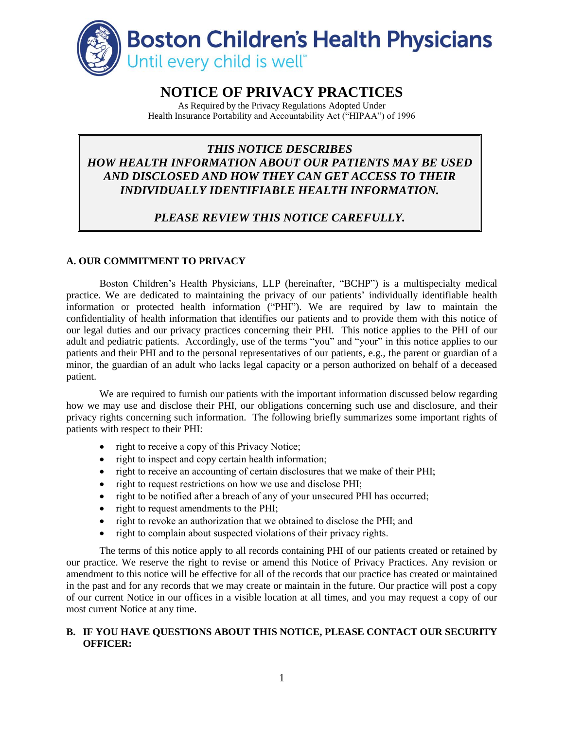Boston Children's Health Physicians
Until every child is well℠

# NOTICE OF PRIVACY PRACTICES

As Required by the Privacy Regulations Adopted Under
Health Insurance Portability and Accountability Act ("HIPAA") of 1996

***THIS NOTICE DESCRIBES HOW HEALTH INFORMATION ABOUT OUR PATIENTS MAY BE USED AND DISCLOSED AND HOW THEY CAN GET ACCESS TO THEIR INDIVIDUALLY IDENTIFIABLE HEALTH INFORMATION.***

***PLEASE REVIEW THIS NOTICE CAREFULLY.***

## A. OUR COMMITMENT TO PRIVACY

Boston Children's Health Physicians, LLP (hereinafter, "BCHP") is a multispecialty medical practice. We are dedicated to maintaining the privacy of our patients' individually identifiable health information or protected health information ("PHI"). We are required by law to maintain the confidentiality of health information that identifies our patients and to provide them with this notice of our legal duties and our privacy practices concerning their PHI. This notice applies to the PHI of our adult and pediatric patients. Accordingly, use of the terms "you" and "your" in this notice applies to our patients and their PHI and to the personal representatives of our patients, e.g., the parent or guardian of a minor, the guardian of an adult who lacks legal capacity or a person authorized on behalf of a deceased patient.

We are required to furnish our patients with the important information discussed below regarding how we may use and disclose their PHI, our obligations concerning such use and disclosure, and their privacy rights concerning such information. The following briefly summarizes some important rights of patients with respect to their PHI:

- right to receive a copy of this Privacy Notice;
- right to inspect and copy certain health information;
- right to receive an accounting of certain disclosures that we make of their PHI;
- right to request restrictions on how we use and disclose PHI;
- right to be notified after a breach of any of your unsecured PHI has occurred;
- right to request amendments to the PHI;
- right to revoke an authorization that we obtained to disclose the PHI; and
- right to complain about suspected violations of their privacy rights.

The terms of this notice apply to all records containing PHI of our patients created or retained by our practice. We reserve the right to revise or amend this Notice of Privacy Practices. Any revision or amendment to this notice will be effective for all of the records that our practice has created or maintained in the past and for any records that we may create or maintain in the future. Our practice will post a copy of our current Notice in our offices in a visible location at all times, and you may request a copy of our most current Notice at any time.

## B. IF YOU HAVE QUESTIONS ABOUT THIS NOTICE, PLEASE CONTACT OUR SECURITY OFFICER: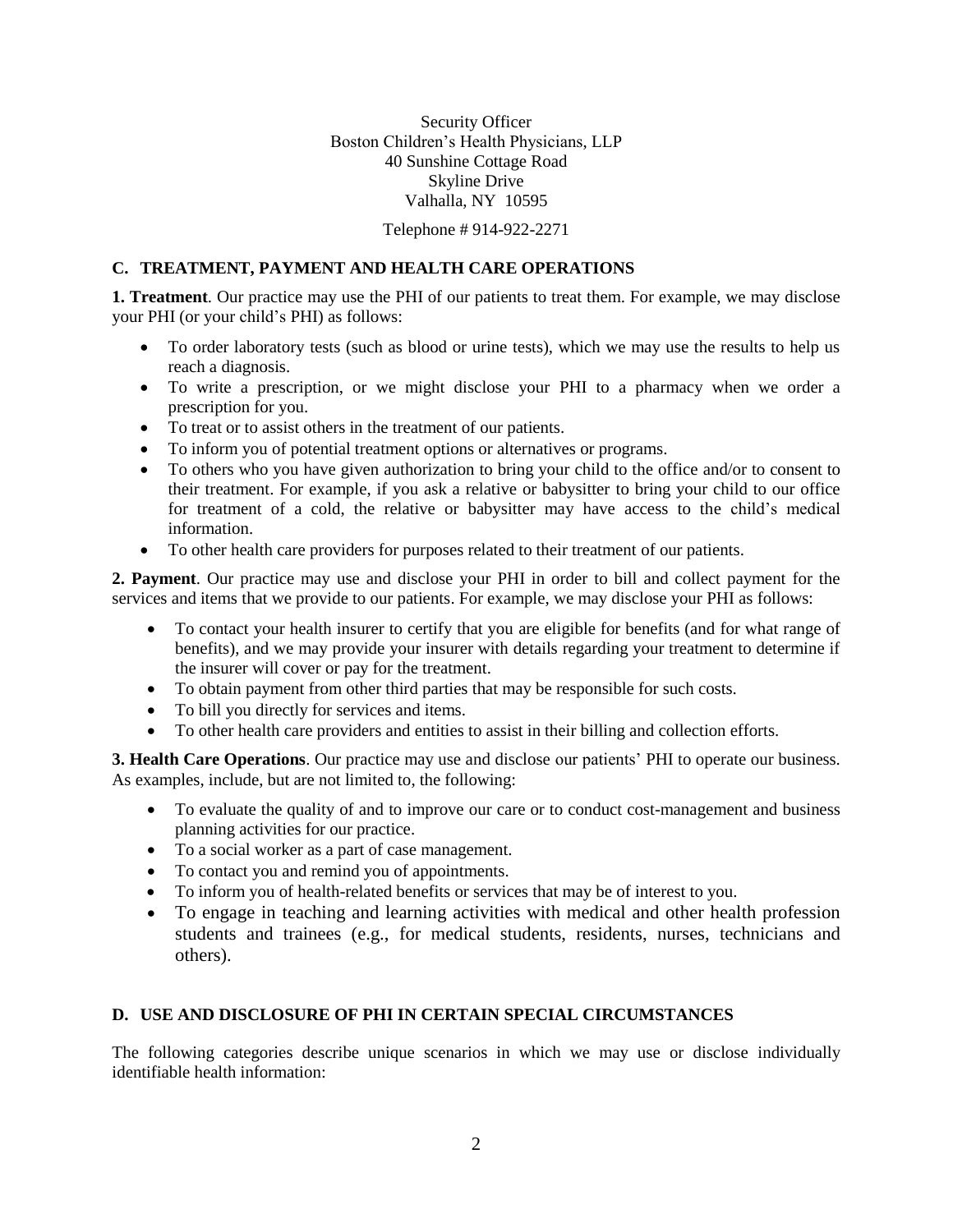Security Officer
Boston Children's Health Physicians, LLP
40 Sunshine Cottage Road
Skyline Drive
Valhalla, NY 10595

Telephone # 914-922-2271

## C. TREATMENT, PAYMENT AND HEALTH CARE OPERATIONS

**1. Treatment**. Our practice may use the PHI of our patients to treat them. For example, we may disclose your PHI (or your child's PHI) as follows:

- To order laboratory tests (such as blood or urine tests), which we may use the results to help us reach a diagnosis.
- To write a prescription, or we might disclose your PHI to a pharmacy when we order a prescription for you.
- To treat or to assist others in the treatment of our patients.
- To inform you of potential treatment options or alternatives or programs.
- To others who you have given authorization to bring your child to the office and/or to consent to their treatment. For example, if you ask a relative or babysitter to bring your child to our office for treatment of a cold, the relative or babysitter may have access to the child's medical information.
- To other health care providers for purposes related to their treatment of our patients.

**2. Payment**. Our practice may use and disclose your PHI in order to bill and collect payment for the services and items that we provide to our patients. For example, we may disclose your PHI as follows:

- To contact your health insurer to certify that you are eligible for benefits (and for what range of benefits), and we may provide your insurer with details regarding your treatment to determine if the insurer will cover or pay for the treatment.
- To obtain payment from other third parties that may be responsible for such costs.
- To bill you directly for services and items.
- To other health care providers and entities to assist in their billing and collection efforts.

**3. Health Care Operations**. Our practice may use and disclose our patients' PHI to operate our business. As examples, include, but are not limited to, the following:

- To evaluate the quality of and to improve our care or to conduct cost-management and business planning activities for our practice.
- To a social worker as a part of case management.
- To contact you and remind you of appointments.
- To inform you of health-related benefits or services that may be of interest to you.
- To engage in teaching and learning activities with medical and other health profession students and trainees (e.g., for medical students, residents, nurses, technicians and others).

## D. USE AND DISCLOSURE OF PHI IN CERTAIN SPECIAL CIRCUMSTANCES

The following categories describe unique scenarios in which we may use or disclose individually identifiable health information: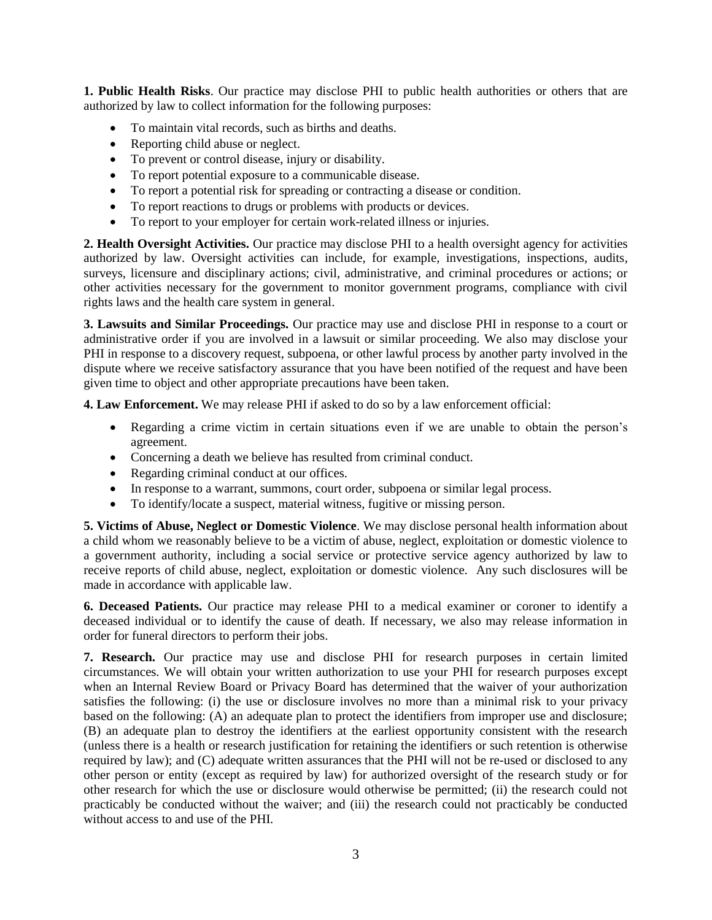**1. Public Health Risks**. Our practice may disclose PHI to public health authorities or others that are authorized by law to collect information for the following purposes:

- To maintain vital records, such as births and deaths.
- Reporting child abuse or neglect.
- To prevent or control disease, injury or disability.
- To report potential exposure to a communicable disease.
- To report a potential risk for spreading or contracting a disease or condition.
- To report reactions to drugs or problems with products or devices.
- To report to your employer for certain work-related illness or injuries.

**2. Health Oversight Activities.** Our practice may disclose PHI to a health oversight agency for activities authorized by law. Oversight activities can include, for example, investigations, inspections, audits, surveys, licensure and disciplinary actions; civil, administrative, and criminal procedures or actions; or other activities necessary for the government to monitor government programs, compliance with civil rights laws and the health care system in general.

**3. Lawsuits and Similar Proceedings.** Our practice may use and disclose PHI in response to a court or administrative order if you are involved in a lawsuit or similar proceeding. We also may disclose your PHI in response to a discovery request, subpoena, or other lawful process by another party involved in the dispute where we receive satisfactory assurance that you have been notified of the request and have been given time to object and other appropriate precautions have been taken.

**4. Law Enforcement.** We may release PHI if asked to do so by a law enforcement official:

- Regarding a crime victim in certain situations even if we are unable to obtain the person's agreement.
- Concerning a death we believe has resulted from criminal conduct.
- Regarding criminal conduct at our offices.
- In response to a warrant, summons, court order, subpoena or similar legal process.
- To identify/locate a suspect, material witness, fugitive or missing person.

**5. Victims of Abuse, Neglect or Domestic Violence**. We may disclose personal health information about a child whom we reasonably believe to be a victim of abuse, neglect, exploitation or domestic violence to a government authority, including a social service or protective service agency authorized by law to receive reports of child abuse, neglect, exploitation or domestic violence. Any such disclosures will be made in accordance with applicable law.

**6. Deceased Patients.** Our practice may release PHI to a medical examiner or coroner to identify a deceased individual or to identify the cause of death. If necessary, we also may release information in order for funeral directors to perform their jobs.

**7. Research.** Our practice may use and disclose PHI for research purposes in certain limited circumstances. We will obtain your written authorization to use your PHI for research purposes except when an Internal Review Board or Privacy Board has determined that the waiver of your authorization satisfies the following: (i) the use or disclosure involves no more than a minimal risk to your privacy based on the following: (A) an adequate plan to protect the identifiers from improper use and disclosure; (B) an adequate plan to destroy the identifiers at the earliest opportunity consistent with the research (unless there is a health or research justification for retaining the identifiers or such retention is otherwise required by law); and (C) adequate written assurances that the PHI will not be re-used or disclosed to any other person or entity (except as required by law) for authorized oversight of the research study or for other research for which the use or disclosure would otherwise be permitted; (ii) the research could not practicably be conducted without the waiver; and (iii) the research could not practicably be conducted without access to and use of the PHI.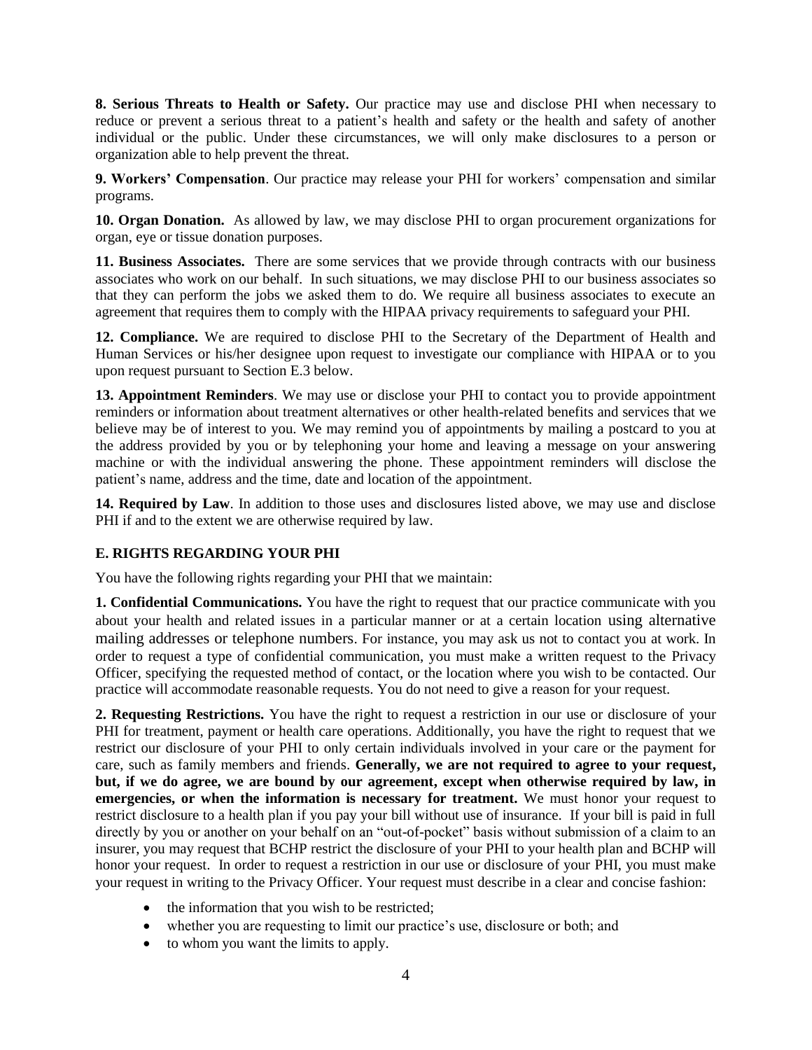**8. Serious Threats to Health or Safety.** Our practice may use and disclose PHI when necessary to reduce or prevent a serious threat to a patient's health and safety or the health and safety of another individual or the public. Under these circumstances, we will only make disclosures to a person or organization able to help prevent the threat.

**9. Workers' Compensation**. Our practice may release your PHI for workers' compensation and similar programs.

**10. Organ Donation.** As allowed by law, we may disclose PHI to organ procurement organizations for organ, eye or tissue donation purposes.

**11. Business Associates.** There are some services that we provide through contracts with our business associates who work on our behalf. In such situations, we may disclose PHI to our business associates so that they can perform the jobs we asked them to do. We require all business associates to execute an agreement that requires them to comply with the HIPAA privacy requirements to safeguard your PHI.

**12. Compliance.** We are required to disclose PHI to the Secretary of the Department of Health and Human Services or his/her designee upon request to investigate our compliance with HIPAA or to you upon request pursuant to Section E.3 below.

**13. Appointment Reminders**. We may use or disclose your PHI to contact you to provide appointment reminders or information about treatment alternatives or other health-related benefits and services that we believe may be of interest to you. We may remind you of appointments by mailing a postcard to you at the address provided by you or by telephoning your home and leaving a message on your answering machine or with the individual answering the phone. These appointment reminders will disclose the patient's name, address and the time, date and location of the appointment.

**14. Required by Law**. In addition to those uses and disclosures listed above, we may use and disclose PHI if and to the extent we are otherwise required by law.

## E. RIGHTS REGARDING YOUR PHI

You have the following rights regarding your PHI that we maintain:

**1. Confidential Communications.** You have the right to request that our practice communicate with you about your health and related issues in a particular manner or at a certain location using alternative mailing addresses or telephone numbers. For instance, you may ask us not to contact you at work. In order to request a type of confidential communication, you must make a written request to the Privacy Officer, specifying the requested method of contact, or the location where you wish to be contacted. Our practice will accommodate reasonable requests. You do not need to give a reason for your request.

**2. Requesting Restrictions.** You have the right to request a restriction in our use or disclosure of your PHI for treatment, payment or health care operations. Additionally, you have the right to request that we restrict our disclosure of your PHI to only certain individuals involved in your care or the payment for care, such as family members and friends. **Generally, we are not required to agree to your request, but, if we do agree, we are bound by our agreement, except when otherwise required by law, in emergencies, or when the information is necessary for treatment.** We must honor your request to restrict disclosure to a health plan if you pay your bill without use of insurance. If your bill is paid in full directly by you or another on your behalf on an "out-of-pocket" basis without submission of a claim to an insurer, you may request that BCHP restrict the disclosure of your PHI to your health plan and BCHP will honor your request. In order to request a restriction in our use or disclosure of your PHI, you must make your request in writing to the Privacy Officer. Your request must describe in a clear and concise fashion:

- the information that you wish to be restricted;
- whether you are requesting to limit our practice's use, disclosure or both; and
- to whom you want the limits to apply.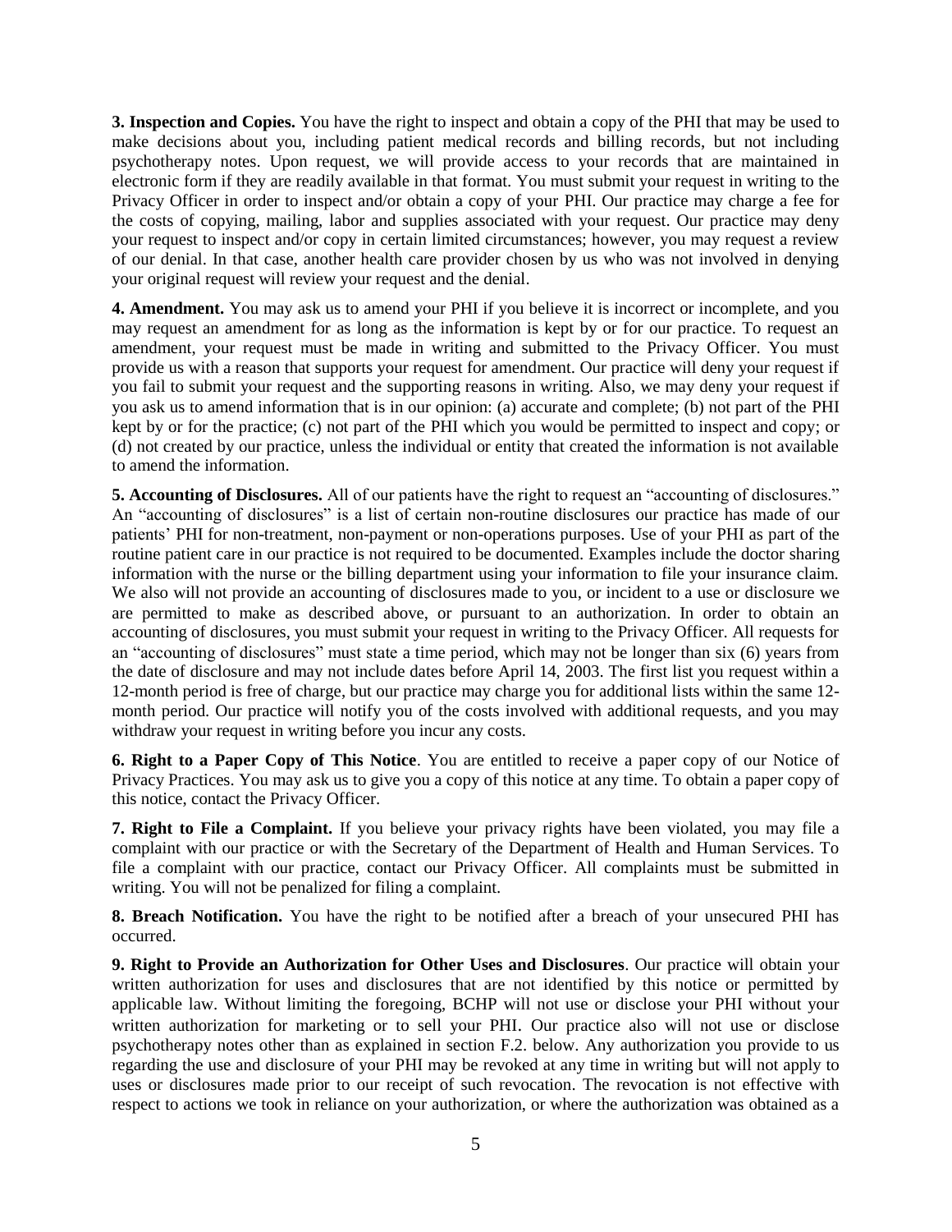**3. Inspection and Copies.** You have the right to inspect and obtain a copy of the PHI that may be used to make decisions about you, including patient medical records and billing records, but not including psychotherapy notes. Upon request, we will provide access to your records that are maintained in electronic form if they are readily available in that format. You must submit your request in writing to the Privacy Officer in order to inspect and/or obtain a copy of your PHI. Our practice may charge a fee for the costs of copying, mailing, labor and supplies associated with your request. Our practice may deny your request to inspect and/or copy in certain limited circumstances; however, you may request a review of our denial. In that case, another health care provider chosen by us who was not involved in denying your original request will review your request and the denial.

**4. Amendment.** You may ask us to amend your PHI if you believe it is incorrect or incomplete, and you may request an amendment for as long as the information is kept by or for our practice. To request an amendment, your request must be made in writing and submitted to the Privacy Officer. You must provide us with a reason that supports your request for amendment. Our practice will deny your request if you fail to submit your request and the supporting reasons in writing. Also, we may deny your request if you ask us to amend information that is in our opinion: (a) accurate and complete; (b) not part of the PHI kept by or for the practice; (c) not part of the PHI which you would be permitted to inspect and copy; or (d) not created by our practice, unless the individual or entity that created the information is not available to amend the information.

**5. Accounting of Disclosures.** All of our patients have the right to request an "accounting of disclosures." An "accounting of disclosures" is a list of certain non-routine disclosures our practice has made of our patients' PHI for non-treatment, non-payment or non-operations purposes. Use of your PHI as part of the routine patient care in our practice is not required to be documented. Examples include the doctor sharing information with the nurse or the billing department using your information to file your insurance claim. We also will not provide an accounting of disclosures made to you, or incident to a use or disclosure we are permitted to make as described above, or pursuant to an authorization. In order to obtain an accounting of disclosures, you must submit your request in writing to the Privacy Officer. All requests for an "accounting of disclosures" must state a time period, which may not be longer than six (6) years from the date of disclosure and may not include dates before April 14, 2003. The first list you request within a 12-month period is free of charge, but our practice may charge you for additional lists within the same 12-month period. Our practice will notify you of the costs involved with additional requests, and you may withdraw your request in writing before you incur any costs.

**6. Right to a Paper Copy of This Notice**. You are entitled to receive a paper copy of our Notice of Privacy Practices. You may ask us to give you a copy of this notice at any time. To obtain a paper copy of this notice, contact the Privacy Officer.

**7. Right to File a Complaint.** If you believe your privacy rights have been violated, you may file a complaint with our practice or with the Secretary of the Department of Health and Human Services. To file a complaint with our practice, contact our Privacy Officer. All complaints must be submitted in writing. You will not be penalized for filing a complaint.

**8. Breach Notification.** You have the right to be notified after a breach of your unsecured PHI has occurred.

**9. Right to Provide an Authorization for Other Uses and Disclosures**. Our practice will obtain your written authorization for uses and disclosures that are not identified by this notice or permitted by applicable law. Without limiting the foregoing, BCHP will not use or disclose your PHI without your written authorization for marketing or to sell your PHI. Our practice also will not use or disclose psychotherapy notes other than as explained in section F.2. below. Any authorization you provide to us regarding the use and disclosure of your PHI may be revoked at any time in writing but will not apply to uses or disclosures made prior to our receipt of such revocation. The revocation is not effective with respect to actions we took in reliance on your authorization, or where the authorization was obtained as a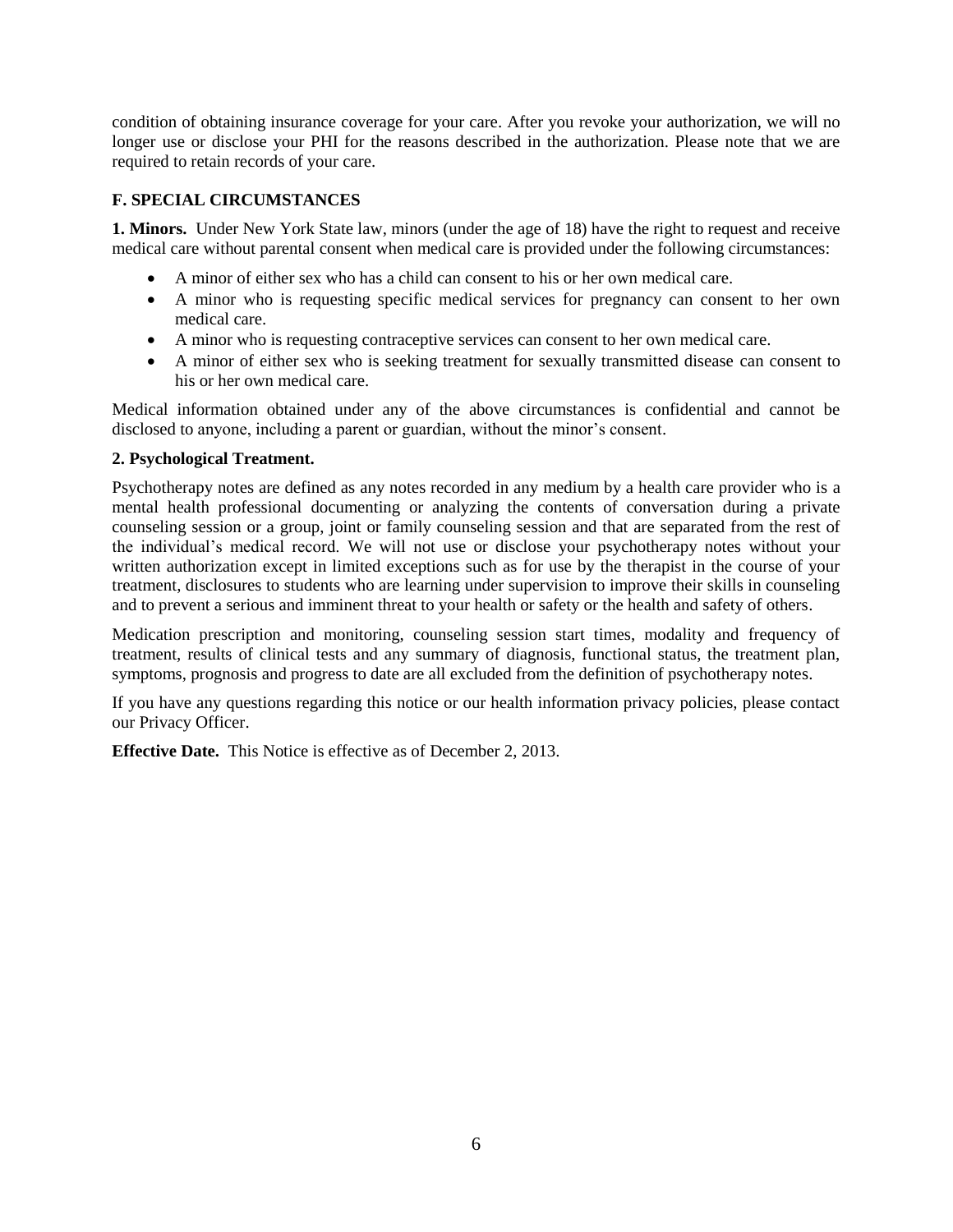condition of obtaining insurance coverage for your care. After you revoke your authorization, we will no longer use or disclose your PHI for the reasons described in the authorization. Please note that we are required to retain records of your care.

### F. SPECIAL CIRCUMSTANCES

**1. Minors.** Under New York State law, minors (under the age of 18) have the right to request and receive medical care without parental consent when medical care is provided under the following circumstances:

- A minor of either sex who has a child can consent to his or her own medical care.
- A minor who is requesting specific medical services for pregnancy can consent to her own medical care.
- A minor who is requesting contraceptive services can consent to her own medical care.
- A minor of either sex who is seeking treatment for sexually transmitted disease can consent to his or her own medical care.

Medical information obtained under any of the above circumstances is confidential and cannot be disclosed to anyone, including a parent or guardian, without the minor's consent.

**2. Psychological Treatment.**

Psychotherapy notes are defined as any notes recorded in any medium by a health care provider who is a mental health professional documenting or analyzing the contents of conversation during a private counseling session or a group, joint or family counseling session and that are separated from the rest of the individual's medical record. We will not use or disclose your psychotherapy notes without your written authorization except in limited exceptions such as for use by the therapist in the course of your treatment, disclosures to students who are learning under supervision to improve their skills in counseling and to prevent a serious and imminent threat to your health or safety or the health and safety of others.

Medication prescription and monitoring, counseling session start times, modality and frequency of treatment, results of clinical tests and any summary of diagnosis, functional status, the treatment plan, symptoms, prognosis and progress to date are all excluded from the definition of psychotherapy notes.

If you have any questions regarding this notice or our health information privacy policies, please contact our Privacy Officer.

**Effective Date.** This Notice is effective as of December 2, 2013.